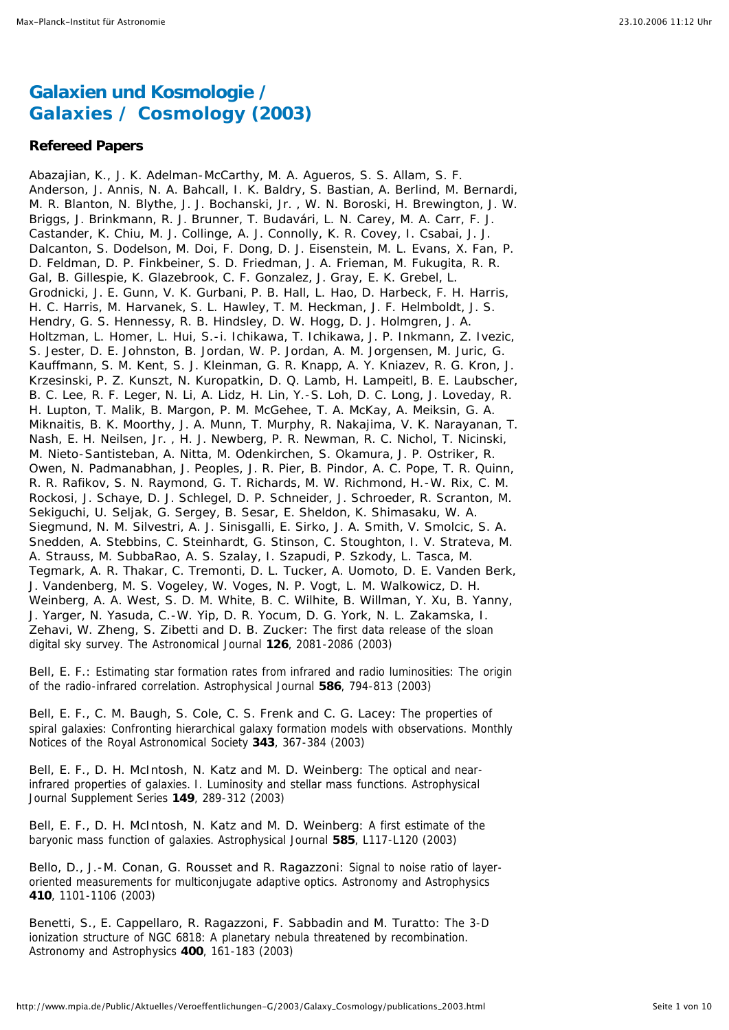# Galaxien und Kosmologie / Galaxies / Cosmology (2003)

### Refereed Papers

Abazajian, K., J. K. Adelman-McCarthy, M. A. Agueros, S. S. Allam, S. F. Anderson, J. Annis, N. A. Bahcall, I. K. Baldry, S. Bastian, A. Berlind, M. Bernardi, M. R. Blanton, N. Blythe, J. J. Bochanski, Jr. , W. N. Boroski, H. Brewington, J. W. Briggs, J. Brinkmann, R. J. Brunner, T. Budavári, L. N. Carey, M. A. Carr, F. J. Castander, K. Chiu, M. J. Collinge, A. J. Connolly, K. R. Covey, I. Csabai, J. J. Dalcanton, S. Dodelson, M. Doi, F. Dong, D. J. Eisenstein, M. L. Evans, X. Fan, P. D. Feldman, D. P. Finkbeiner, S. D. Friedman, J. A. Frieman, M. Fukugita, R. R. Gal, B. Gillespie, K. Glazebrook, C. F. Gonzalez, J. Gray, E. K. Grebel, L. Grodnicki, J. E. Gunn, V. K. Gurbani, P. B. Hall, L. Hao, D. Harbeck, F. H. Harris, H. C. Harris, M. Harvanek, S. L. Hawley, T. M. Heckman, J. F. Helmboldt, J. S. Hendry, G. S. Hennessy, R. B. Hindsley, D. W. Hogg, D. J. Holmgren, J. A. Holtzman, L. Homer, L. Hui, S.-i. Ichikawa, T. Ichikawa, J. P. Inkmann, Z. Ivezic, S. Jester, D. E. Johnston, B. Jordan, W. P. Jordan, A. M. Jorgensen, M. Juric, G. Kauffmann, S. M. Kent, S. J. Kleinman, G. R. Knapp, A. Y. Kniazev, R. G. Kron, J. Krzesinski, P. Z. Kunszt, N. Kuropatkin, D. Q. Lamb, H. Lampeitl, B. E. Laubscher, B. C. Lee, R. F. Leger, N. Li, A. Lidz, H. Lin, Y.-S. Loh, D. C. Long, J. Loveday, R. H. Lupton, T. Malik, B. Margon, P. M. McGehee, T. A. McKay, A. Meiksin, G. A. Miknaitis, B. K. Moorthy, J. A. Munn, T. Murphy, R. Nakajima, V. K. Narayanan, T. Nash, E. H. Neilsen, Jr. , H. J. Newberg, P. R. Newman, R. C. Nichol, T. Nicinski, M. Nieto-Santisteban, A. Nitta, M. Odenkirchen, S. Okamura, J. P. Ostriker, R. Owen, N. Padmanabhan, J. Peoples, J. R. Pier, B. Pindor, A. C. Pope, T. R. Quinn, R. R. Rafikov, S. N. Raymond, G. T. Richards, M. W. Richmond, H.-W. Rix, C. M. Rockosi, J. Schaye, D. J. Schlegel, D. P. Schneider, J. Schroeder, R. Scranton, M. Sekiguchi, U. Seljak, G. Sergey, B. Sesar, E. Sheldon, K. Shimasaku, W. A. Siegmund, N. M. Silvestri, A. J. Sinisgalli, E. Sirko, J. A. Smith, V. Smolcic, S. A. Snedden, A. Stebbins, C. Steinhardt, G. Stinson, C. Stoughton, I. V. Strateva, M. A. Strauss, M. SubbaRao, A. S. Szalay, I. Szapudi, P. Szkody, L. Tasca, M. Tegmark, A. R. Thakar, C. Tremonti, D. L. Tucker, A. Uomoto, D. E. Vanden Berk, J. Vandenberg, M. S. Vogeley, W. Voges, N. P. Vogt, L. M. Walkowicz, D. H. Weinberg, A. A. West, S. D. M. White, B. C. Wilhite, B. Willman, Y. Xu, B. Yanny, J. Yarger, N. Yasuda, C.-W. Yip, D. R. Yocum, D. G. York, N. L. Zakamska, I. Zehavi, W. Zheng, S. Zibetti and D. B. Zucker: The first data release of the sloan digital sky survey. The Astronomical Journal **126**, 2081-2086 (2003)

Bell, E. F.: Estimating star formation rates from infrared and radio luminosities: The origin of the radio-infrared correlation. Astrophysical Journal **586**, 794-813 (2003)

Bell, E. F., C. M. Baugh, S. Cole, C. S. Frenk and C. G. Lacey: The properties of spiral galaxies: Confronting hierarchical galaxy formation models with observations. Monthly Notices of the Royal Astronomical Society **343**, 367-384 (2003)

Bell, E. F., D. H. McIntosh, N. Katz and M. D. Weinberg: The optical and near-infrared properties of galaxies. I. Luminosity and stellar mass functions. Astrophysical Journal Supplement Series **149**, 289-312 (2003)

Bell, E. F., D. H. McIntosh, N. Katz and M. D. Weinberg: A first estimate of the baryonic mass function of galaxies. Astrophysical Journal **585**, L117-L120 (2003)

Bello, D., J.-M. Conan, G. Rousset and R. Ragazzoni: Signal to noise ratio of layer-oriented measurements for multiconjugate adaptive optics. Astronomy and Astrophysics **410**, 1101-1106 (2003)

Benetti, S., E. Cappellaro, R. Ragazzoni, F. Sabbadin and M. Turatto: The 3-D ionization structure of NGC 6818: A planetary nebula threatened by recombination. Astronomy and Astrophysics **400**, 161-183 (2003)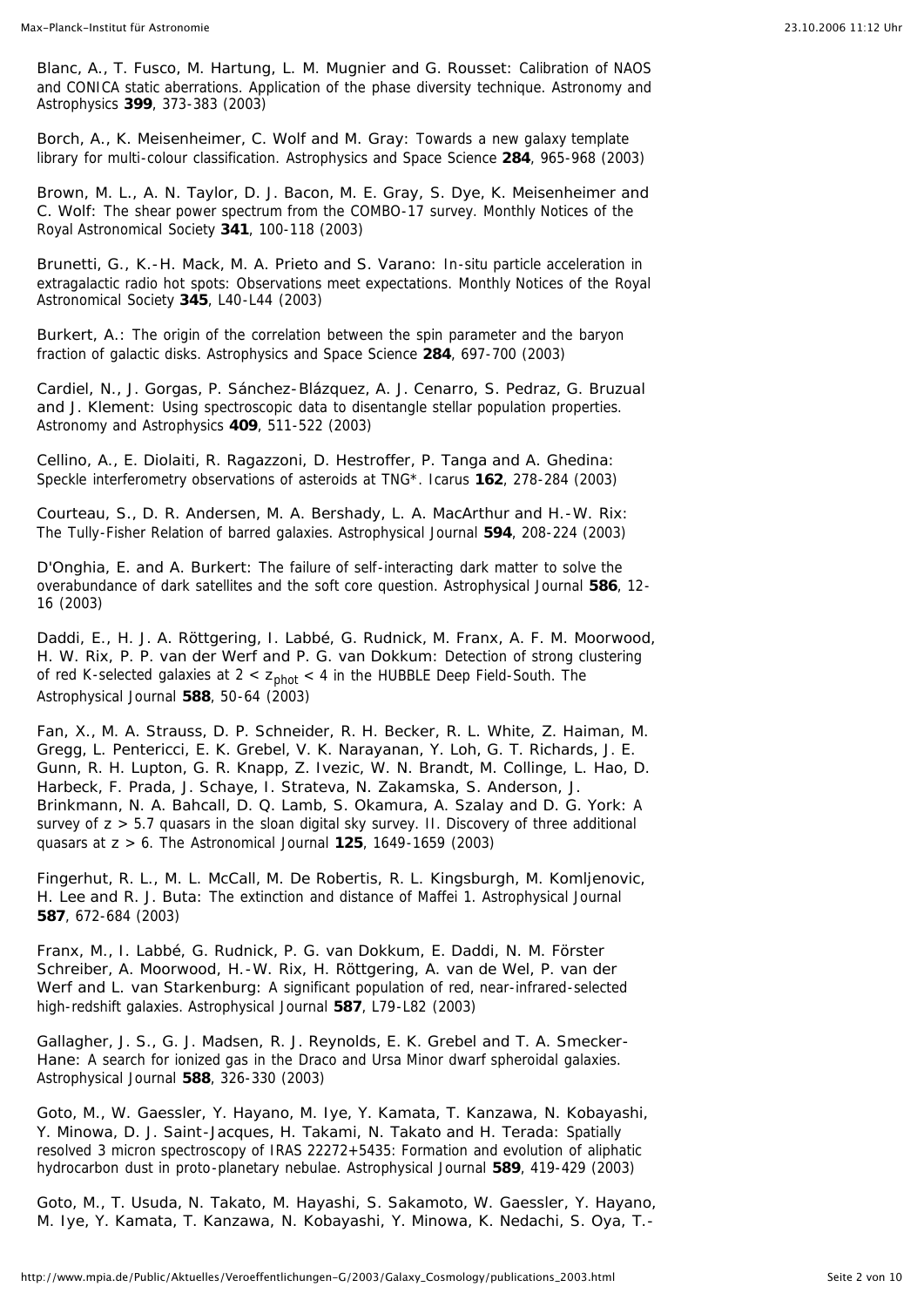Blanc, A., T. Fusco, M. Hartung, L. M. Mugnier and G. Rousset: Calibration of NAOS and CONICA static aberrations. Application of the phase diversity technique. Astronomy and Astrophysics **399**, 373-383 (2003)

Borch, A., K. Meisenheimer, C. Wolf and M. Gray: Towards a new galaxy template library for multi-colour classification. Astrophysics and Space Science **284**, 965-968 (2003)

Brown, M. L., A. N. Taylor, D. J. Bacon, M. E. Gray, S. Dye, K. Meisenheimer and C. Wolf: The shear power spectrum from the COMBO-17 survey. Monthly Notices of the Royal Astronomical Society **341**, 100-118 (2003)

Brunetti, G., K.-H. Mack, M. A. Prieto and S. Varano: In-situ particle acceleration in extragalactic radio hot spots: Observations meet expectations. Monthly Notices of the Royal Astronomical Society **345**, L40-L44 (2003)

Burkert, A.: The origin of the correlation between the spin parameter and the baryon fraction of galactic disks. Astrophysics and Space Science **284**, 697-700 (2003)

Cardiel, N., J. Gorgas, P. Sánchez-Blázquez, A. J. Cenarro, S. Pedraz, G. Bruzual and J. Klement: Using spectroscopic data to disentangle stellar population properties. Astronomy and Astrophysics **409**, 511-522 (2003)

Cellino, A., E. Diolaiti, R. Ragazzoni, D. Hestroffer, P. Tanga and A. Ghedina: Speckle interferometry observations of asteroids at TNG*. Icarus **162**, 278-284 (2003)

Courteau, S., D. R. Andersen, M. A. Bershady, L. A. MacArthur and H.-W. Rix: The Tully-Fisher Relation of barred galaxies. Astrophysical Journal **594**, 208-224 (2003)

D'Onghia, E. and A. Burkert: The failure of self-interacting dark matter to solve the overabundance of dark satellites and the soft core question. Astrophysical Journal **586**, 12-16 (2003)

Daddi, E., H. J. A. Röttgering, I. Labbé, G. Rudnick, M. Franx, A. F. M. Moorwood, H. W. Rix, P. P. van der Werf and P. G. van Dokkum: Detection of strong clustering of red K-selected galaxies at $2 < z_{phot} < 4$ in the HUBBLE Deep Field-South. The Astrophysical Journal **588**, 50-64 (2003)

Fan, X., M. A. Strauss, D. P. Schneider, R. H. Becker, R. L. White, Z. Haiman, M. Gregg, L. Pentericci, E. K. Grebel, V. K. Narayanan, Y. Loh, G. T. Richards, J. E. Gunn, R. H. Lupton, G. R. Knapp, Z. Ivezic, W. N. Brandt, M. Collinge, L. Hao, D. Harbeck, F. Prada, J. Schaye, I. Strateva, N. Zakamska, S. Anderson, J. Brinkmann, N. A. Bahcall, D. Q. Lamb, S. Okamura, A. Szalay and D. G. York: A survey of $z > 5.7$ quasars in the sloan digital sky survey. II. Discovery of three additional quasars at $z > 6$. The Astronomical Journal **125**, 1649-1659 (2003)

Fingerhut, R. L., M. L. McCall, M. De Robertis, R. L. Kingsburgh, M. Komljenovic, H. Lee and R. J. Buta: The extinction and distance of Maffei 1. Astrophysical Journal **587**, 672-684 (2003)

Franx, M., I. Labbé, G. Rudnick, P. G. van Dokkum, E. Daddi, N. M. Förster Schreiber, A. Moorwood, H.-W. Rix, H. Röttgering, A. van de Wel, P. van der Werf and L. van Starkenburg: A significant population of red, near-infrared-selected high-redshift galaxies. Astrophysical Journal **587**, L79-L82 (2003)

Gallagher, J. S., G. J. Madsen, R. J. Reynolds, E. K. Grebel and T. A. Smecker-Hane: A search for ionized gas in the Draco and Ursa Minor dwarf spheroidal galaxies. Astrophysical Journal **588**, 326-330 (2003)

Goto, M., W. Gaessler, Y. Hayano, M. Iye, Y. Kamata, T. Kanzawa, N. Kobayashi, Y. Minowa, D. J. Saint-Jacques, H. Takami, N. Takato and H. Terada: Spatially resolved 3 micron spectroscopy of IRAS 22272+5435: Formation and evolution of aliphatic hydrocarbon dust in proto-planetary nebulae. Astrophysical Journal **589**, 419-429 (2003)

Goto, M., T. Usuda, N. Takato, M. Hayashi, S. Sakamoto, W. Gaessler, Y. Hayano, M. Iye, Y. Kamata, T. Kanzawa, N. Kobayashi, Y. Minowa, K. Nedachi, S. Oya, T.-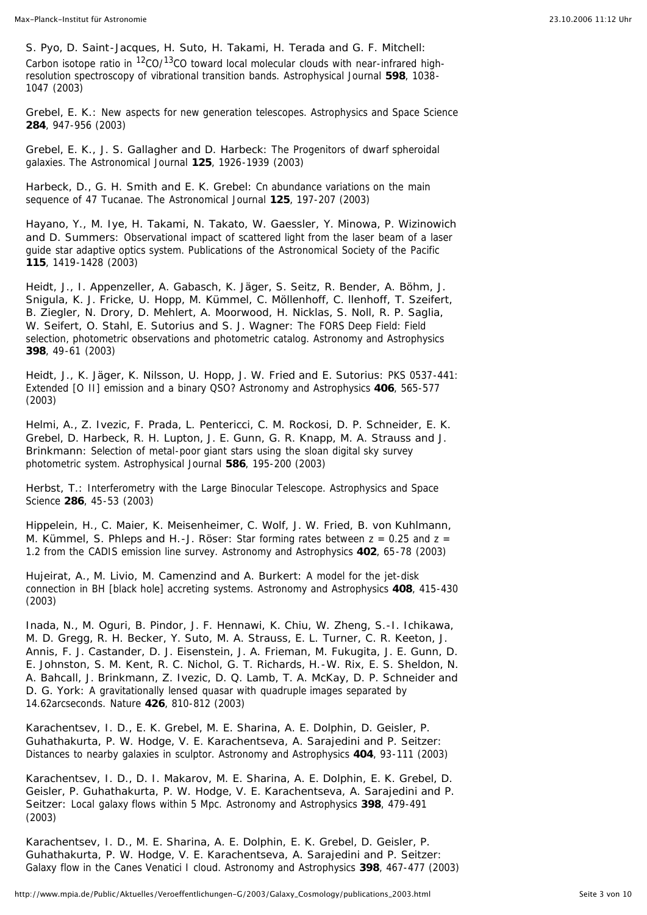S. Pyo, D. Saint-Jacques, H. Suto, H. Takami, H. Terada and G. F. Mitchell: Carbon isotope ratio in $^{12}CO/^{13}CO$ toward local molecular clouds with near-infrared high-resolution spectroscopy of vibrational transition bands. Astrophysical Journal **598**, 1038-1047 (2003)

Grebel, E. K.: New aspects for new generation telescopes. Astrophysics and Space Science **284**, 947-956 (2003)

Grebel, E. K., J. S. Gallagher and D. Harbeck: The Progenitors of dwarf spheroidal galaxies. The Astronomical Journal **125**, 1926-1939 (2003)

Harbeck, D., G. H. Smith and E. K. Grebel: Cn abundance variations on the main sequence of 47 Tucanae. The Astronomical Journal **125**, 197-207 (2003)

Hayano, Y., M. Iye, H. Takami, N. Takato, W. Gaessler, Y. Minowa, P. Wizinowich and D. Summers: Observational impact of scattered light from the laser beam of a laser guide star adaptive optics system. Publications of the Astronomical Society of the Pacific **115**, 1419-1428 (2003)

Heidt, J., I. Appenzeller, A. Gabasch, K. Jäger, S. Seitz, R. Bender, A. Böhm, J. Snigula, K. J. Fricke, U. Hopp, M. Kümmel, C. Möllenhoff, C. Ilenhoff, T. Szeifert, B. Ziegler, N. Drory, D. Mehlert, A. Moorwood, H. Nicklas, S. Noll, R. P. Saglia, W. Seifert, O. Stahl, E. Sutorius and S. J. Wagner: The FORS Deep Field: Field selection, photometric observations and photometric catalog. Astronomy and Astrophysics **398**, 49-61 (2003)

Heidt, J., K. Jäger, K. Nilsson, U. Hopp, J. W. Fried and E. Sutorius: PKS 0537-441: Extended [O II] emission and a binary QSO? Astronomy and Astrophysics **406**, 565-577 (2003)

Helmi, A., Z. Ivezic, F. Prada, L. Pentericci, C. M. Rockosi, D. P. Schneider, E. K. Grebel, D. Harbeck, R. H. Lupton, J. E. Gunn, G. R. Knapp, M. A. Strauss and J. Brinkmann: Selection of metal-poor giant stars using the sloan digital sky survey photometric system. Astrophysical Journal **586**, 195-200 (2003)

Herbst, T.: Interferometry with the Large Binocular Telescope. Astrophysics and Space Science **286**, 45-53 (2003)

Hippelein, H., C. Maier, K. Meisenheimer, C. Wolf, J. W. Fried, B. von Kuhlmann, M. Kümmel, S. Phleps and H.-J. Röser: Star forming rates between $z = 0.25$ and $z = 1.2$ from the CADIS emission line survey. Astronomy and Astrophysics **402**, 65-78 (2003)

Hujeirat, A., M. Livio, M. Camenzind and A. Burkert: A model for the jet-disk connection in BH [black hole] accreting systems. Astronomy and Astrophysics **408**, 415-430 (2003)

Inada, N., M. Oguri, B. Pindor, J. F. Hennawi, K. Chiu, W. Zheng, S.-I. Ichikawa, M. D. Gregg, R. H. Becker, Y. Suto, M. A. Strauss, E. L. Turner, C. R. Keeton, J. Annis, F. J. Castander, D. J. Eisenstein, J. A. Frieman, M. Fukugita, J. E. Gunn, D. E. Johnston, S. M. Kent, R. C. Nichol, G. T. Richards, H.-W. Rix, E. S. Sheldon, N. A. Bahcall, J. Brinkmann, Z. Ivezic, D. Q. Lamb, T. A. McKay, D. P. Schneider and D. G. York: A gravitationally lensed quasar with quadruple images separated by 14.62arcseconds. Nature **426**, 810-812 (2003)

Karachentsev, I. D., E. K. Grebel, M. E. Sharina, A. E. Dolphin, D. Geisler, P. Guhathakurta, P. W. Hodge, V. E. Karachentseva, A. Sarajedini and P. Seitzer: Distances to nearby galaxies in sculptor. Astronomy and Astrophysics **404**, 93-111 (2003)

Karachentsev, I. D., D. I. Makarov, M. E. Sharina, A. E. Dolphin, E. K. Grebel, D. Geisler, P. Guhathakurta, P. W. Hodge, V. E. Karachentseva, A. Sarajedini and P. Seitzer: Local galaxy flows within 5 Mpc. Astronomy and Astrophysics **398**, 479-491 (2003)

Karachentsev, I. D., M. E. Sharina, A. E. Dolphin, E. K. Grebel, D. Geisler, P. Guhathakurta, P. W. Hodge, V. E. Karachentseva, A. Sarajedini and P. Seitzer: Galaxy flow in the Canes Venatici I cloud. Astronomy and Astrophysics **398**, 467-477 (2003)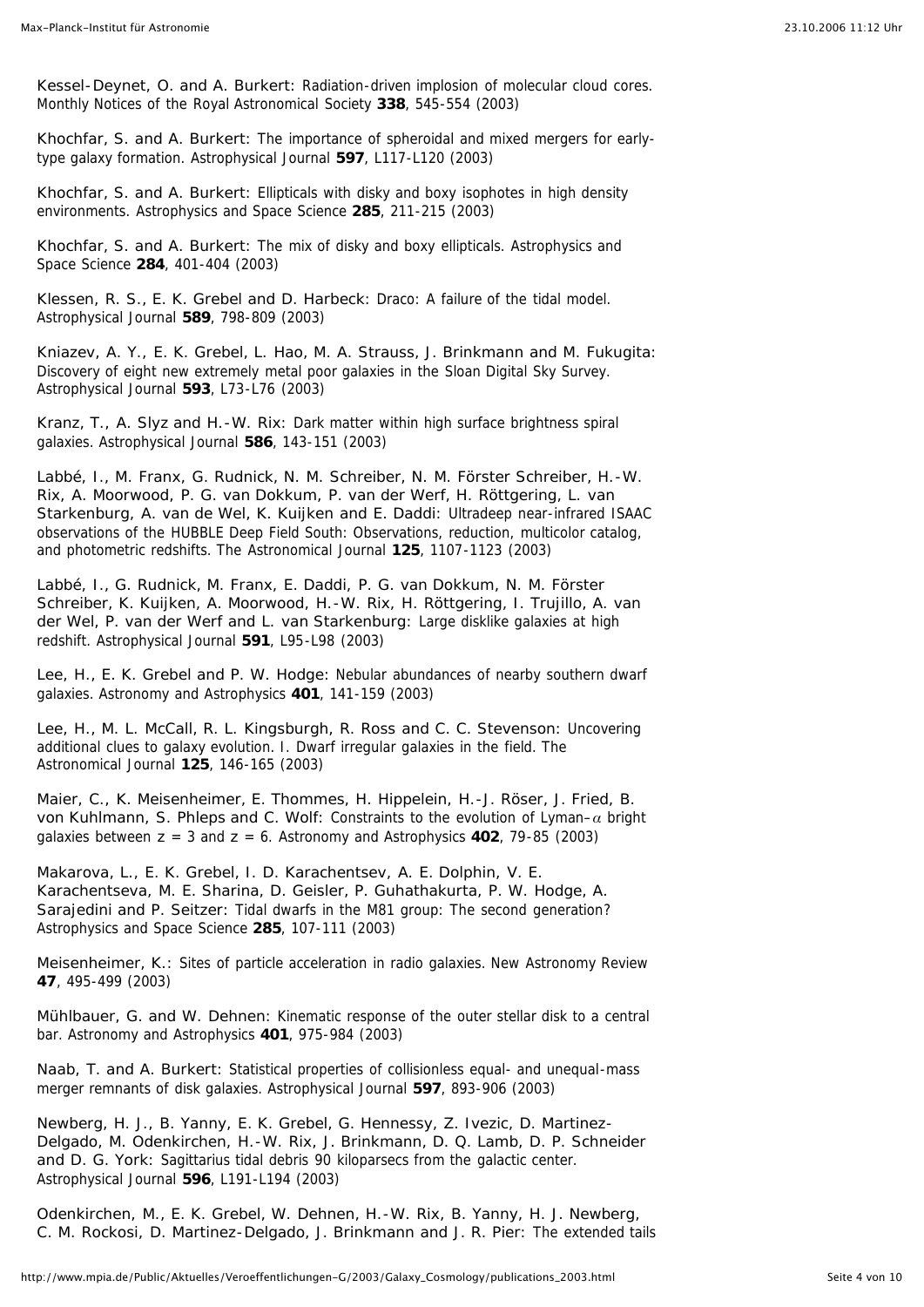Kessel-Deynet, O. and A. Burkert: Radiation-driven implosion of molecular cloud cores. Monthly Notices of the Royal Astronomical Society **338**, 545-554 (2003)

Khochfar, S. and A. Burkert: The importance of spheroidal and mixed mergers for early-type galaxy formation. Astrophysical Journal **597**, L117-L120 (2003)

Khochfar, S. and A. Burkert: Ellipticals with disky and boxy isophotes in high density environments. Astrophysics and Space Science **285**, 211-215 (2003)

Khochfar, S. and A. Burkert: The mix of disky and boxy ellipticals. Astrophysics and Space Science **284**, 401-404 (2003)

Klessen, R. S., E. K. Grebel and D. Harbeck: Draco: A failure of the tidal model. Astrophysical Journal **589**, 798-809 (2003)

Kniazev, A. Y., E. K. Grebel, L. Hao, M. A. Strauss, J. Brinkmann and M. Fukugita: Discovery of eight new extremely metal poor galaxies in the Sloan Digital Sky Survey. Astrophysical Journal **593**, L73-L76 (2003)

Kranz, T., A. Slyz and H.-W. Rix: Dark matter within high surface brightness spiral galaxies. Astrophysical Journal **586**, 143-151 (2003)

Labbé, I., M. Franx, G. Rudnick, N. M. Schreiber, N. M. Förster Schreiber, H.-W. Rix, A. Moorwood, P. G. van Dokkum, P. van der Werf, H. Röttgering, L. van Starkenburg, A. van de Wel, K. Kuijken and E. Daddi: Ultradeep near-infrared ISAAC observations of the HUBBLE Deep Field South: Observations, reduction, multicolor catalog, and photometric redshifts. The Astronomical Journal **125**, 1107-1123 (2003)

Labbé, I., G. Rudnick, M. Franx, E. Daddi, P. G. van Dokkum, N. M. Förster Schreiber, K. Kuijken, A. Moorwood, H.-W. Rix, H. Röttgering, I. Trujillo, A. van der Wel, P. van der Werf and L. van Starkenburg: Large disklike galaxies at high redshift. Astrophysical Journal **591**, L95-L98 (2003)

Lee, H., E. K. Grebel and P. W. Hodge: Nebular abundances of nearby southern dwarf galaxies. Astronomy and Astrophysics **401**, 141-159 (2003)

Lee, H., M. L. McCall, R. L. Kingsburgh, R. Ross and C. C. Stevenson: Uncovering additional clues to galaxy evolution. I. Dwarf irregular galaxies in the field. The Astronomical Journal **125**, 146-165 (2003)

Maier, C., K. Meisenheimer, E. Thommes, H. Hippelein, H.-J. Röser, J. Fried, B. von Kuhlmann, S. Phleps and C. Wolf: Constraints to the evolution of Lyman-$\alpha$ bright galaxies between $z = 3$ and $z = 6$. Astronomy and Astrophysics **402**, 79-85 (2003)

Makarova, L., E. K. Grebel, I. D. Karachentsev, A. E. Dolphin, V. E. Karachentseva, M. E. Sharina, D. Geisler, P. Guhathakurta, P. W. Hodge, A. Sarajedini and P. Seitzer: Tidal dwarfs in the M81 group: The second generation? Astrophysics and Space Science **285**, 107-111 (2003)

Meisenheimer, K.: Sites of particle acceleration in radio galaxies. New Astronomy Review **47**, 495-499 (2003)

Mühlbauer, G. and W. Dehnen: Kinematic response of the outer stellar disk to a central bar. Astronomy and Astrophysics **401**, 975-984 (2003)

Naab, T. and A. Burkert: Statistical properties of collisionless equal- and unequal-mass merger remnants of disk galaxies. Astrophysical Journal **597**, 893-906 (2003)

Newberg, H. J., B. Yanny, E. K. Grebel, G. Hennessy, Z. Ivezic, D. Martinez-Delgado, M. Odenkirchen, H.-W. Rix, J. Brinkmann, D. Q. Lamb, D. P. Schneider and D. G. York: Sagittarius tidal debris 90 kiloparsecs from the galactic center. Astrophysical Journal **596**, L191-L194 (2003)

Odenkirchen, M., E. K. Grebel, W. Dehnen, H.-W. Rix, B. Yanny, H. J. Newberg, C. M. Rockosi, D. Martinez-Delgado, J. Brinkmann and J. R. Pier: The extended tails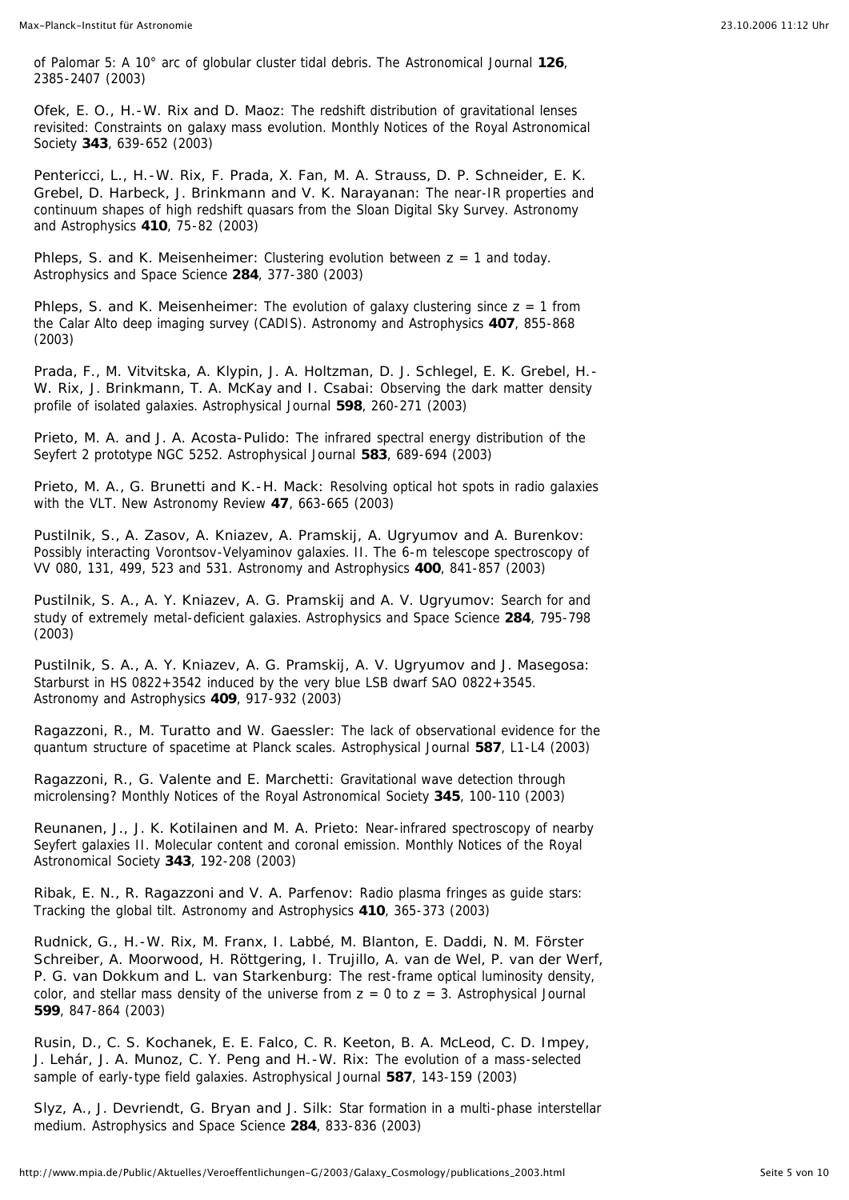of Palomar 5: A 10° arc of globular cluster tidal debris. The Astronomical Journal **126**, 2385-2407 (2003)

Ofek, E. O., H.-W. Rix and D. Maoz: The redshift distribution of gravitational lenses revisited: Constraints on galaxy mass evolution. Monthly Notices of the Royal Astronomical Society **343**, 639-652 (2003)

Pentericci, L., H.-W. Rix, F. Prada, X. Fan, M. A. Strauss, D. P. Schneider, E. K. Grebel, D. Harbeck, J. Brinkmann and V. K. Narayanan: The near-IR properties and continuum shapes of high redshift quasars from the Sloan Digital Sky Survey. Astronomy and Astrophysics **410**, 75-82 (2003)

Phleps, S. and K. Meisenheimer: Clustering evolution between $z = 1$ and today. Astrophysics and Space Science **284**, 377-380 (2003)

Phleps, S. and K. Meisenheimer: The evolution of galaxy clustering since $z = 1$ from the Calar Alto deep imaging survey (CADIS). Astronomy and Astrophysics **407**, 855-868 (2003)

Prada, F., M. Vitvitska, A. Klypin, J. A. Holtzman, D. J. Schlegel, E. K. Grebel, H.-W. Rix, J. Brinkmann, T. A. McKay and I. Csabai: Observing the dark matter density profile of isolated galaxies. Astrophysical Journal **598**, 260-271 (2003)

Prieto, M. A. and J. A. Acosta-Pulido: The infrared spectral energy distribution of the Seyfert 2 prototype NGC 5252. Astrophysical Journal **583**, 689-694 (2003)

Prieto, M. A., G. Brunetti and K.-H. Mack: Resolving optical hot spots in radio galaxies with the VLT. New Astronomy Review **47**, 663-665 (2003)

Pustilnik, S., A. Zasov, A. Kniazev, A. Pramskij, A. Ugryumov and A. Burenkov: Possibly interacting Vorontsov-Velyaminov galaxies. II. The 6-m telescope spectroscopy of VV 080, 131, 499, 523 and 531. Astronomy and Astrophysics **400**, 841-857 (2003)

Pustilnik, S. A., A. Y. Kniazev, A. G. Pramskij and A. V. Ugryumov: Search for and study of extremely metal-deficient galaxies. Astrophysics and Space Science **284**, 795-798 (2003)

Pustilnik, S. A., A. Y. Kniazev, A. G. Pramskij, A. V. Ugryumov and J. Masegosa: Starburst in HS 0822+3542 induced by the very blue LSB dwarf SAO 0822+3545. Astronomy and Astrophysics **409**, 917-932 (2003)

Ragazzoni, R., M. Turatto and W. Gaessler: The lack of observational evidence for the quantum structure of spacetime at Planck scales. Astrophysical Journal **587**, L1-L4 (2003)

Ragazzoni, R., G. Valente and E. Marchetti: Gravitational wave detection through microlensing? Monthly Notices of the Royal Astronomical Society **345**, 100-110 (2003)

Reunanen, J., J. K. Kotilainen and M. A. Prieto: Near-infrared spectroscopy of nearby Seyfert galaxies II. Molecular content and coronal emission. Monthly Notices of the Royal Astronomical Society **343**, 192-208 (2003)

Ribak, E. N., R. Ragazzoni and V. A. Parfenov: Radio plasma fringes as guide stars: Tracking the global tilt. Astronomy and Astrophysics **410**, 365-373 (2003)

Rudnick, G., H.-W. Rix, M. Franx, I. Labbé, M. Blanton, E. Daddi, N. M. Förster Schreiber, A. Moorwood, H. Röttgering, I. Trujillo, A. van de Wel, P. van der Werf, P. G. van Dokkum and L. van Starkenburg: The rest-frame optical luminosity density, color, and stellar mass density of the universe from $z = 0$ to $z = 3$. Astrophysical Journal **599**, 847-864 (2003)

Rusin, D., C. S. Kochanek, E. E. Falco, C. R. Keeton, B. A. McLeod, C. D. Impey, J. Lehár, J. A. Munoz, C. Y. Peng and H.-W. Rix: The evolution of a mass-selected sample of early-type field galaxies. Astrophysical Journal **587**, 143-159 (2003)

Slyz, A., J. Devriendt, G. Bryan and J. Silk: Star formation in a multi-phase interstellar medium. Astrophysics and Space Science **284**, 833-836 (2003)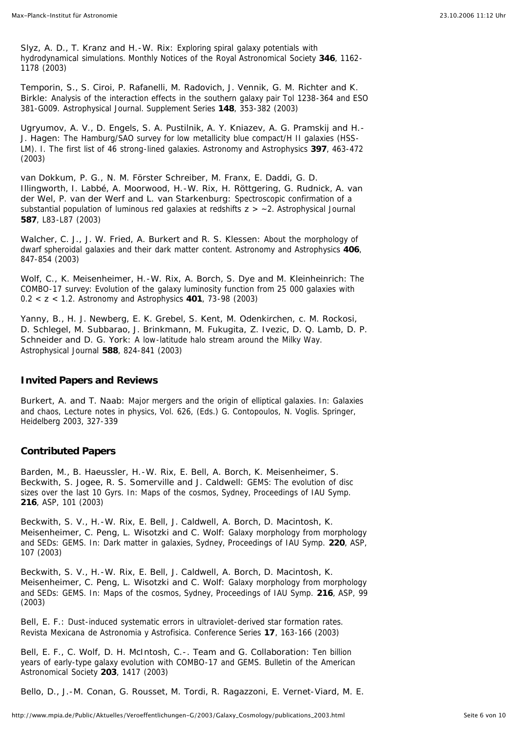Slyz, A. D., T. Kranz and H.-W. Rix: Exploring spiral galaxy potentials with hydrodynamical simulations. Monthly Notices of the Royal Astronomical Society **346**, 1162-1178 (2003)

Temporin, S., S. Ciroi, P. Rafanelli, M. Radovich, J. Vennik, G. M. Richter and K. Birkle: Analysis of the interaction effects in the southern galaxy pair Tol 1238-364 and ESO 381-G009. Astrophysical Journal. Supplement Series **148**, 353-382 (2003)

Ugryumov, A. V., D. Engels, S. A. Pustilnik, A. Y. Kniazev, A. G. Pramskij and H.-J. Hagen: The Hamburg/SAO survey for low metallicity blue compact/H II galaxies (HSS-LM). I. The first list of 46 strong-lined galaxies. Astronomy and Astrophysics **397**, 463-472 (2003)

van Dokkum, P. G., N. M. Förster Schreiber, M. Franx, E. Daddi, G. D. Illingworth, I. Labbé, A. Moorwood, H.-W. Rix, H. Röttgering, G. Rudnick, A. van der Wel, P. van der Werf and L. van Starkenburg: Spectroscopic confirmation of a substantial population of luminous red galaxies at redshifts $z > \sim 2$. Astrophysical Journal **587**, L83-L87 (2003)

Walcher, C. J., J. W. Fried, A. Burkert and R. S. Klessen: About the morphology of dwarf spheroidal galaxies and their dark matter content. Astronomy and Astrophysics **406**, 847-854 (2003)

Wolf, C., K. Meisenheimer, H.-W. Rix, A. Borch, S. Dye and M. Kleinheinrich: The COMBO-17 survey: Evolution of the galaxy luminosity function from 25 000 galaxies with $0.2 < z < 1.2$. Astronomy and Astrophysics **401**, 73-98 (2003)

Yanny, B., H. J. Newberg, E. K. Grebel, S. Kent, M. Odenkirchen, c. M. Rockosi, D. Schlegel, M. Subbarao, J. Brinkmann, M. Fukugita, Z. Ivezic, D. Q. Lamb, D. P. Schneider and D. G. York: A low-latitude halo stream around the Milky Way. Astrophysical Journal **588**, 824-841 (2003)

## Invited Papers and Reviews

Burkert, A. and T. Naab: Major mergers and the origin of elliptical galaxies. In: Galaxies and chaos, Lecture notes in physics, Vol. 626, (Eds.) G. Contopoulos, N. Voglis. Springer, Heidelberg 2003, 327-339

## Contributed Papers

Barden, M., B. Haeussler, H.-W. Rix, E. Bell, A. Borch, K. Meisenheimer, S. Beckwith, S. Jogee, R. S. Somerville and J. Caldwell: GEMS: The evolution of disc sizes over the last 10 Gyrs. In: Maps of the cosmos, Sydney, Proceedings of IAU Symp. **216**, ASP, 101 (2003)

Beckwith, S. V., H.-W. Rix, E. Bell, J. Caldwell, A. Borch, D. Macintosh, K. Meisenheimer, C. Peng, L. Wisotzki and C. Wolf: Galaxy morphology from morphology and SEDs: GEMS. In: Dark matter in galaxies, Sydney, Proceedings of IAU Symp. **220**, ASP, 107 (2003)

Beckwith, S. V., H.-W. Rix, E. Bell, J. Caldwell, A. Borch, D. Macintosh, K. Meisenheimer, C. Peng, L. Wisotzki and C. Wolf: Galaxy morphology from morphology and SEDs: GEMS. In: Maps of the cosmos, Sydney, Proceedings of IAU Symp. **216**, ASP, 99 (2003)

Bell, E. F.: Dust-induced systematic errors in ultraviolet-derived star formation rates. Revista Mexicana de Astronomia y Astrofisica. Conference Series **17**, 163-166 (2003)

Bell, E. F., C. Wolf, D. H. McIntosh, C.-. Team and G. Collaboration: Ten billion years of early-type galaxy evolution with COMBO-17 and GEMS. Bulletin of the American Astronomical Society **203**, 1417 (2003)

Bello, D., J.-M. Conan, G. Rousset, M. Tordi, R. Ragazzoni, E. Vernet-Viard, M. E.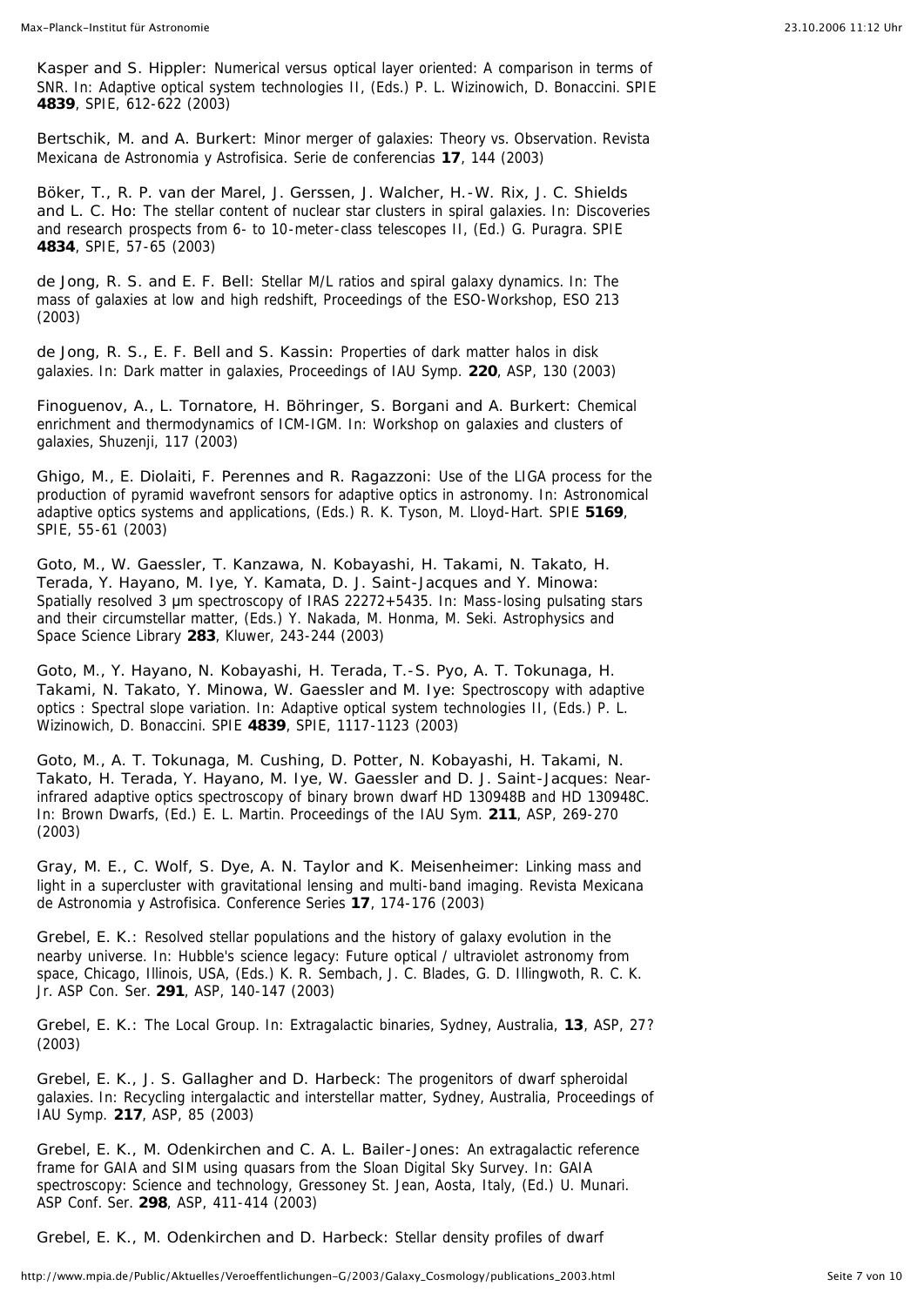Kasper and S. Hippler: Numerical versus optical layer oriented: A comparison in terms of SNR. In: Adaptive optical system technologies II, (Eds.) P. L. Wizinowich, D. Bonaccini. SPIE **4839**, SPIE, 612-622 (2003)

Bertschik, M. and A. Burkert: Minor merger of galaxies: Theory vs. Observation. Revista Mexicana de Astronomia y Astrofisica. Serie de conferencias **17**, 144 (2003)

Böker, T., R. P. van der Marel, J. Gerssen, J. Walcher, H.-W. Rix, J. C. Shields and L. C. Ho: The stellar content of nuclear star clusters in spiral galaxies. In: Discoveries and research prospects from 6- to 10-meter-class telescopes II, (Ed.) G. Puragra. SPIE **4834**, SPIE, 57-65 (2003)

de Jong, R. S. and E. F. Bell: Stellar M/L ratios and spiral galaxy dynamics. In: The mass of galaxies at low and high redshift, Proceedings of the ESO-Workshop, ESO 213 (2003)

de Jong, R. S., E. F. Bell and S. Kassin: Properties of dark matter halos in disk galaxies. In: Dark matter in galaxies, Proceedings of IAU Symp. **220**, ASP, 130 (2003)

Finoguenov, A., L. Tornatore, H. Böhringer, S. Borgani and A. Burkert: Chemical enrichment and thermodynamics of ICM-IGM. In: Workshop on galaxies and clusters of galaxies, Shuzenji, 117 (2003)

Ghigo, M., E. Diolaiti, F. Perennes and R. Ragazzoni: Use of the LIGA process for the production of pyramid wavefront sensors for adaptive optics in astronomy. In: Astronomical adaptive optics systems and applications, (Eds.) R. K. Tyson, M. Lloyd-Hart. SPIE **5169**, SPIE, 55-61 (2003)

Goto, M., W. Gaessler, T. Kanzawa, N. Kobayashi, H. Takami, N. Takato, H. Terada, Y. Hayano, M. Iye, Y. Kamata, D. J. Saint-Jacques and Y. Minowa: Spatially resolved 3 µm spectroscopy of IRAS 22272+5435. In: Mass-losing pulsating stars and their circumstellar matter, (Eds.) Y. Nakada, M. Honma, M. Seki. Astrophysics and Space Science Library **283**, Kluwer, 243-244 (2003)

Goto, M., Y. Hayano, N. Kobayashi, H. Terada, T.-S. Pyo, A. T. Tokunaga, H. Takami, N. Takato, Y. Minowa, W. Gaessler and M. Iye: Spectroscopy with adaptive optics : Spectral slope variation. In: Adaptive optical system technologies II, (Eds.) P. L. Wizinowich, D. Bonaccini. SPIE **4839**, SPIE, 1117-1123 (2003)

Goto, M., A. T. Tokunaga, M. Cushing, D. Potter, N. Kobayashi, H. Takami, N. Takato, H. Terada, Y. Hayano, M. Iye, W. Gaessler and D. J. Saint-Jacques: Near-infrared adaptive optics spectroscopy of binary brown dwarf HD 130948B and HD 130948C. In: Brown Dwarfs, (Ed.) E. L. Martin. Proceedings of the IAU Sym. **211**, ASP, 269-270 (2003)

Gray, M. E., C. Wolf, S. Dye, A. N. Taylor and K. Meisenheimer: Linking mass and light in a supercluster with gravitational lensing and multi-band imaging. Revista Mexicana de Astronomia y Astrofisica. Conference Series **17**, 174-176 (2003)

Grebel, E. K.: Resolved stellar populations and the history of galaxy evolution in the nearby universe. In: Hubble's science legacy: Future optical / ultraviolet astronomy from space, Chicago, Illinois, USA, (Eds.) K. R. Sembach, J. C. Blades, G. D. Illingwoth, R. C. K. Jr. ASP Con. Ser. **291**, ASP, 140-147 (2003)

Grebel, E. K.: The Local Group. In: Extragalactic binaries, Sydney, Australia, **13**, ASP, 27? (2003)

Grebel, E. K., J. S. Gallagher and D. Harbeck: The progenitors of dwarf spheroidal galaxies. In: Recycling intergalactic and interstellar matter, Sydney, Australia, Proceedings of IAU Symp. **217**, ASP, 85 (2003)

Grebel, E. K., M. Odenkirchen and C. A. L. Bailer-Jones: An extragalactic reference frame for GAIA and SIM using quasars from the Sloan Digital Sky Survey. In: GAIA spectroscopy: Science and technology, Gressoney St. Jean, Aosta, Italy, (Ed.) U. Munari. ASP Conf. Ser. **298**, ASP, 411-414 (2003)

Grebel, E. K., M. Odenkirchen and D. Harbeck: Stellar density profiles of dwarf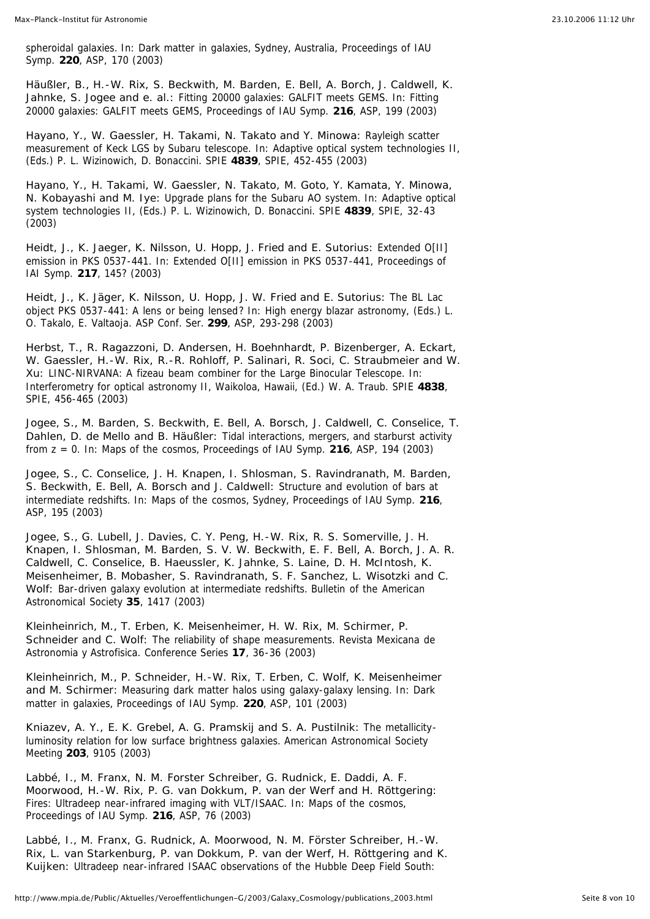spheroidal galaxies. In: Dark matter in galaxies, Sydney, Australia, Proceedings of IAU Symp. **220**, ASP, 170 (2003)

Häußler, B., H.-W. Rix, S. Beckwith, M. Barden, E. Bell, A. Borch, J. Caldwell, K. Jahnke, S. Jogee and e. al.: Fitting 20000 galaxies: GALFIT meets GEMS. In: Fitting 20000 galaxies: GALFIT meets GEMS, Proceedings of IAU Symp. **216**, ASP, 199 (2003)

Hayano, Y., W. Gaessler, H. Takami, N. Takato and Y. Minowa: Rayleigh scatter measurement of Keck LGS by Subaru telescope. In: Adaptive optical system technologies II, (Eds.) P. L. Wizinowich, D. Bonaccini. SPIE **4839**, SPIE, 452-455 (2003)

Hayano, Y., H. Takami, W. Gaessler, N. Takato, M. Goto, Y. Kamata, Y. Minowa, N. Kobayashi and M. Iye: Upgrade plans for the Subaru AO system. In: Adaptive optical system technologies II, (Eds.) P. L. Wizinowich, D. Bonaccini. SPIE **4839**, SPIE, 32-43 (2003)

Heidt, J., K. Jaeger, K. Nilsson, U. Hopp, J. Fried and E. Sutorius: Extended O[II] emission in PKS 0537-441. In: Extended O[II] emission in PKS 0537-441, Proceedings of IAI Symp. **217**, 145? (2003)

Heidt, J., K. Jäger, K. Nilsson, U. Hopp, J. W. Fried and E. Sutorius: The BL Lac object PKS 0537-441: A lens or being lensed? In: High energy blazar astronomy, (Eds.) L. O. Takalo, E. Valtaoja. ASP Conf. Ser. **299**, ASP, 293-298 (2003)

Herbst, T., R. Ragazzoni, D. Andersen, H. Boehnhardt, P. Bizenberger, A. Eckart, W. Gaessler, H.-W. Rix, R.-R. Rohloff, P. Salinari, R. Soci, C. Straubmeier and W. Xu: LINC-NIRVANA: A fizeau beam combiner for the Large Binocular Telescope. In: Interferometry for optical astronomy II, Waikoloa, Hawaii, (Ed.) W. A. Traub. SPIE **4838**, SPIE, 456-465 (2003)

Jogee, S., M. Barden, S. Beckwith, E. Bell, A. Borsch, J. Caldwell, C. Conselice, T. Dahlen, D. de Mello and B. Häußler: Tidal interactions, mergers, and starburst activity from z = 0. In: Maps of the cosmos, Proceedings of IAU Symp. **216**, ASP, 194 (2003)

Jogee, S., C. Conselice, J. H. Knapen, I. Shlosman, S. Ravindranath, M. Barden, S. Beckwith, E. Bell, A. Borsch and J. Caldwell: Structure and evolution of bars at intermediate redshifts. In: Maps of the cosmos, Sydney, Proceedings of IAU Symp. **216**, ASP, 195 (2003)

Jogee, S., G. Lubell, J. Davies, C. Y. Peng, H.-W. Rix, R. S. Somerville, J. H. Knapen, I. Shlosman, M. Barden, S. V. W. Beckwith, E. F. Bell, A. Borch, J. A. R. Caldwell, C. Conselice, B. Haeussler, K. Jahnke, S. Laine, D. H. McIntosh, K. Meisenheimer, B. Mobasher, S. Ravindranath, S. F. Sanchez, L. Wisotzki and C. Wolf: Bar-driven galaxy evolution at intermediate redshifts. Bulletin of the American Astronomical Society **35**, 1417 (2003)

Kleinheinrich, M., T. Erben, K. Meisenheimer, H. W. Rix, M. Schirmer, P. Schneider and C. Wolf: The reliability of shape measurements. Revista Mexicana de Astronomia y Astrofisica. Conference Series **17**, 36-36 (2003)

Kleinheinrich, M., P. Schneider, H.-W. Rix, T. Erben, C. Wolf, K. Meisenheimer and M. Schirmer: Measuring dark matter halos using galaxy-galaxy lensing. In: Dark matter in galaxies, Proceedings of IAU Symp. **220**, ASP, 101 (2003)

Kniazev, A. Y., E. K. Grebel, A. G. Pramskij and S. A. Pustilnik: The metallicity-luminosity relation for low surface brightness galaxies. American Astronomical Society Meeting **203**, 9105 (2003)

Labbé, I., M. Franx, N. M. Forster Schreiber, G. Rudnick, E. Daddi, A. F. Moorwood, H.-W. Rix, P. G. van Dokkum, P. van der Werf and H. Röttgering: Fires: Ultradeep near-infrared imaging with VLT/ISAAC. In: Maps of the cosmos, Proceedings of IAU Symp. **216**, ASP, 76 (2003)

Labbé, I., M. Franx, G. Rudnick, A. Moorwood, N. M. Förster Schreiber, H.-W. Rix, L. van Starkenburg, P. van Dokkum, P. van der Werf, H. Röttgering and K. Kuijken: Ultradeep near-infrared ISAAC observations of the Hubble Deep Field South: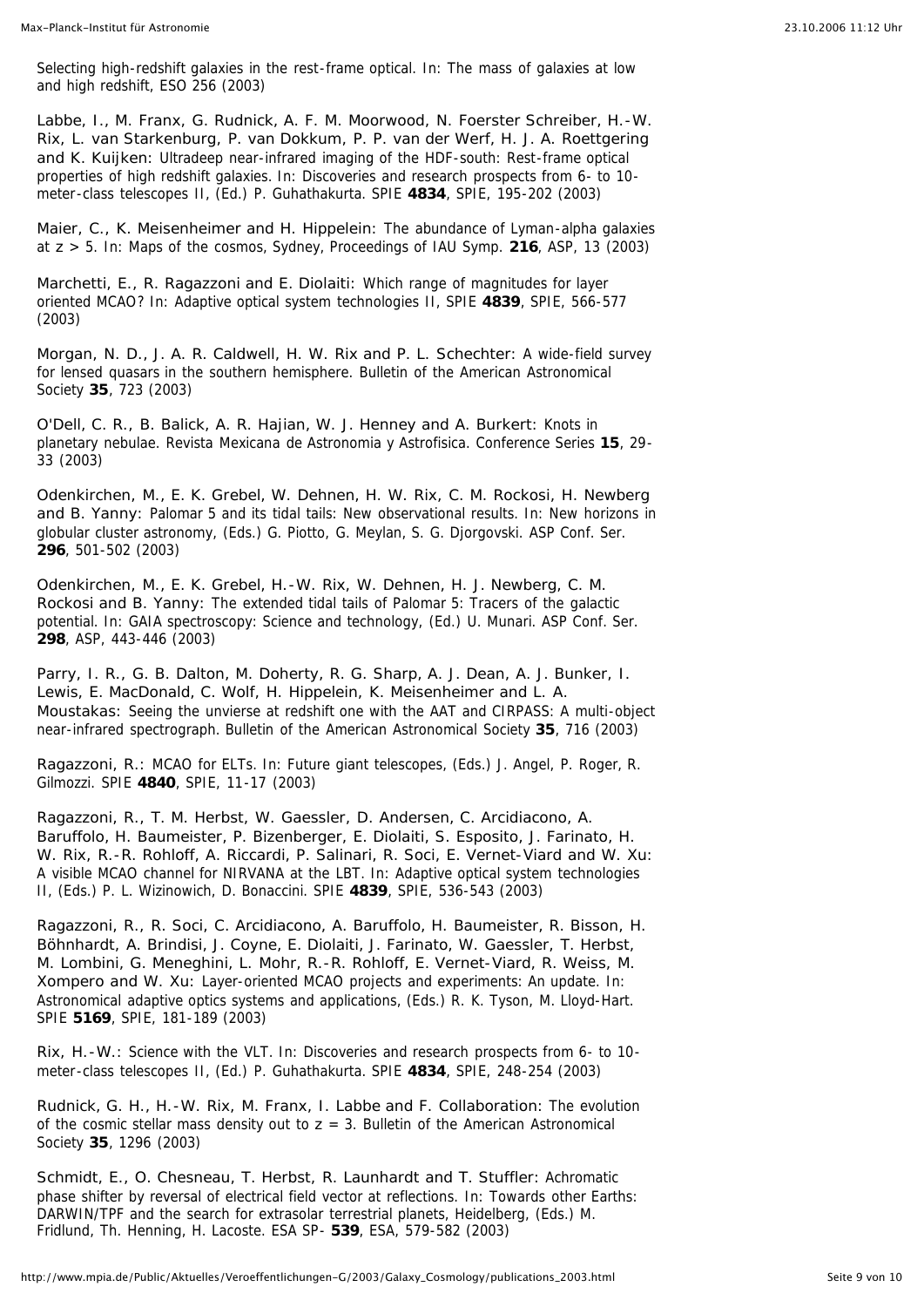Selecting high-redshift galaxies in the rest-frame optical. In: The mass of galaxies at low and high redshift, ESO 256 (2003)

Labbe, I., M. Franx, G. Rudnick, A. F. M. Moorwood, N. Foerster Schreiber, H.-W. Rix, L. van Starkenburg, P. van Dokkum, P. P. van der Werf, H. J. A. Roettgering and K. Kuijken: Ultradeep near-infrared imaging of the HDF-south: Rest-frame optical properties of high redshift galaxies. In: Discoveries and research prospects from 6- to 10-meter-class telescopes II, (Ed.) P. Guhathakurta. SPIE **4834**, SPIE, 195-202 (2003)

Maier, C., K. Meisenheimer and H. Hippelein: The abundance of Lyman-alpha galaxies at z > 5. In: Maps of the cosmos, Sydney, Proceedings of IAU Symp. **216**, ASP, 13 (2003)

Marchetti, E., R. Ragazzoni and E. Diolaiti: Which range of magnitudes for layer oriented MCAO? In: Adaptive optical system technologies II, SPIE **4839**, SPIE, 566-577 (2003)

Morgan, N. D., J. A. R. Caldwell, H. W. Rix and P. L. Schechter: A wide-field survey for lensed quasars in the southern hemisphere. Bulletin of the American Astronomical Society **35**, 723 (2003)

O'Dell, C. R., B. Balick, A. R. Hajian, W. J. Henney and A. Burkert: Knots in planetary nebulae. Revista Mexicana de Astronomia y Astrofisica. Conference Series **15**, 29-33 (2003)

Odenkirchen, M., E. K. Grebel, W. Dehnen, H. W. Rix, C. M. Rockosi, H. Newberg and B. Yanny: Palomar 5 and its tidal tails: New observational results. In: New horizons in globular cluster astronomy, (Eds.) G. Piotto, G. Meylan, S. G. Djorgovski. ASP Conf. Ser. **296**, 501-502 (2003)

Odenkirchen, M., E. K. Grebel, H.-W. Rix, W. Dehnen, H. J. Newberg, C. M. Rockosi and B. Yanny: The extended tidal tails of Palomar 5: Tracers of the galactic potential. In: GAIA spectroscopy: Science and technology, (Ed.) U. Munari. ASP Conf. Ser. **298**, ASP, 443-446 (2003)

Parry, I. R., G. B. Dalton, M. Doherty, R. G. Sharp, A. J. Dean, A. J. Bunker, I. Lewis, E. MacDonald, C. Wolf, H. Hippelein, K. Meisenheimer and L. A. Moustakas: Seeing the unvierse at redshift one with the AAT and CIRPASS: A multi-object near-infrared spectrograph. Bulletin of the American Astronomical Society **35**, 716 (2003)

Ragazzoni, R.: MCAO for ELTs. In: Future giant telescopes, (Eds.) J. Angel, P. Roger, R. Gilmozzi. SPIE **4840**, SPIE, 11-17 (2003)

Ragazzoni, R., T. M. Herbst, W. Gaessler, D. Andersen, C. Arcidiacono, A. Baruffolo, H. Baumeister, P. Bizenberger, E. Diolaiti, S. Esposito, J. Farinato, H. W. Rix, R.-R. Rohloff, A. Riccardi, P. Salinari, R. Soci, E. Vernet-Viard and W. Xu: A visible MCAO channel for NIRVANA at the LBT. In: Adaptive optical system technologies II, (Eds.) P. L. Wizinowich, D. Bonaccini. SPIE **4839**, SPIE, 536-543 (2003)

Ragazzoni, R., R. Soci, C. Arcidiacono, A. Baruffolo, H. Baumeister, R. Bisson, H. Böhnhardt, A. Brindisi, J. Coyne, E. Diolaiti, J. Farinato, W. Gaessler, T. Herbst, M. Lombini, G. Meneghini, L. Mohr, R.-R. Rohloff, E. Vernet-Viard, R. Weiss, M. Xompero and W. Xu: Layer-oriented MCAO projects and experiments: An update. In: Astronomical adaptive optics systems and applications, (Eds.) R. K. Tyson, M. Lloyd-Hart. SPIE **5169**, SPIE, 181-189 (2003)

Rix, H.-W.: Science with the VLT. In: Discoveries and research prospects from 6- to 10-meter-class telescopes II, (Ed.) P. Guhathakurta. SPIE **4834**, SPIE, 248-254 (2003)

Rudnick, G. H., H.-W. Rix, M. Franx, I. Labbe and F. Collaboration: The evolution of the cosmic stellar mass density out to z = 3. Bulletin of the American Astronomical Society **35**, 1296 (2003)

Schmidt, E., O. Chesneau, T. Herbst, R. Launhardt and T. Stuffler: Achromatic phase shifter by reversal of electrical field vector at reflections. In: Towards other Earths: DARWIN/TPF and the search for extrasolar terrestrial planets, Heidelberg, (Eds.) M. Fridlund, Th. Henning, H. Lacoste. ESA SP- **539**, ESA, 579-582 (2003)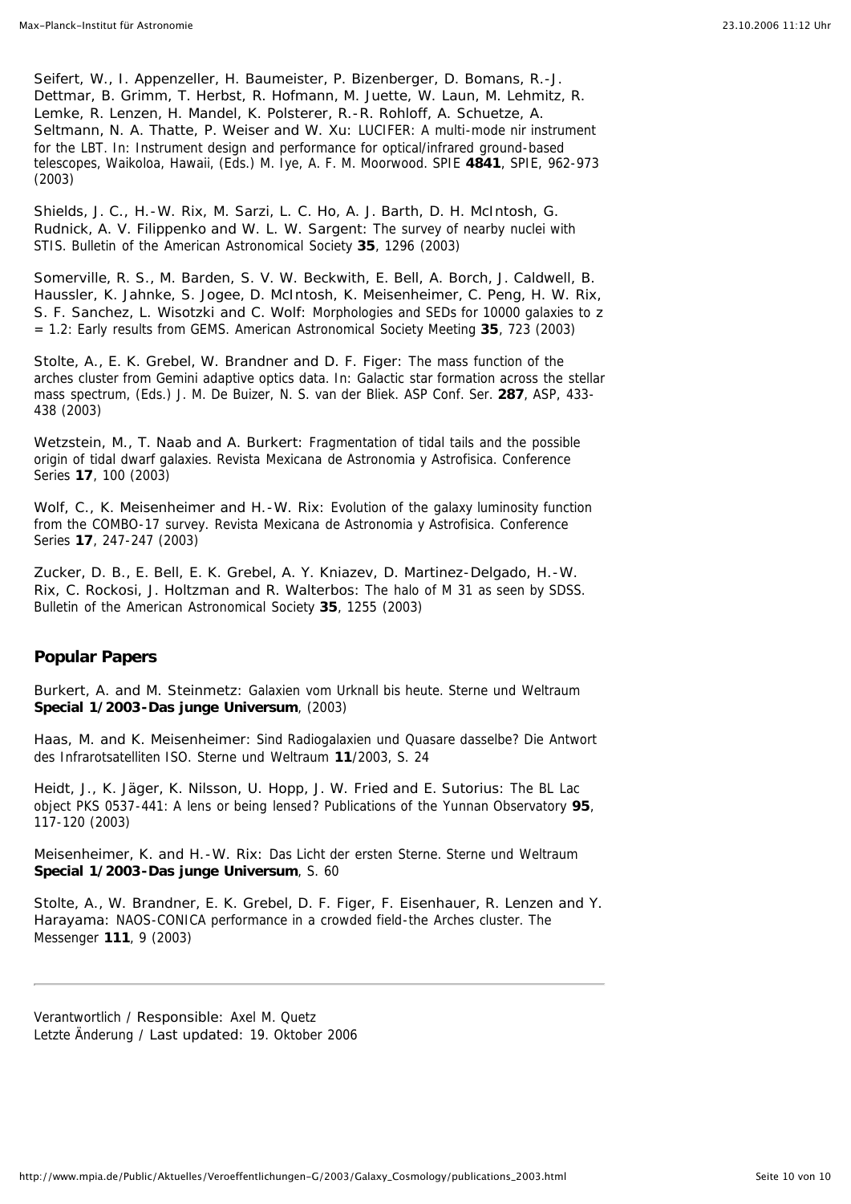Seifert, W., I. Appenzeller, H. Baumeister, P. Bizenberger, D. Bomans, R.-J. Dettmar, B. Grimm, T. Herbst, R. Hofmann, M. Juette, W. Laun, M. Lehmitz, R. Lemke, R. Lenzen, H. Mandel, K. Polsterer, R.-R. Rohloff, A. Schuetze, A. Seltmann, N. A. Thatte, P. Weiser and W. Xu: LUCIFER: A multi-mode nir instrument for the LBT. In: Instrument design and performance for optical/infrared ground-based telescopes, Waikoloa, Hawaii, (Eds.) M. Iye, A. F. M. Moorwood. SPIE **4841**, SPIE, 962-973 (2003)

Shields, J. C., H.-W. Rix, M. Sarzi, L. C. Ho, A. J. Barth, D. H. McIntosh, G. Rudnick, A. V. Filippenko and W. L. W. Sargent: The survey of nearby nuclei with STIS. Bulletin of the American Astronomical Society **35**, 1296 (2003)

Somerville, R. S., M. Barden, S. V. W. Beckwith, E. Bell, A. Borch, J. Caldwell, B. Haussler, K. Jahnke, S. Jogee, D. McIntosh, K. Meisenheimer, C. Peng, H. W. Rix, S. F. Sanchez, L. Wisotzki and C. Wolf: Morphologies and SEDs for 10000 galaxies to z = 1.2: Early results from GEMS. American Astronomical Society Meeting **35**, 723 (2003)

Stolte, A., E. K. Grebel, W. Brandner and D. F. Figer: The mass function of the arches cluster from Gemini adaptive optics data. In: Galactic star formation across the stellar mass spectrum, (Eds.) J. M. De Buizer, N. S. van der Bliek. ASP Conf. Ser. **287**, ASP, 433-438 (2003)

Wetzstein, M., T. Naab and A. Burkert: Fragmentation of tidal tails and the possible origin of tidal dwarf galaxies. Revista Mexicana de Astronomia y Astrofisica. Conference Series **17**, 100 (2003)

Wolf, C., K. Meisenheimer and H.-W. Rix: Evolution of the galaxy luminosity function from the COMBO-17 survey. Revista Mexicana de Astronomia y Astrofisica. Conference Series **17**, 247-247 (2003)

Zucker, D. B., E. Bell, E. K. Grebel, A. Y. Kniazev, D. Martinez-Delgado, H.-W. Rix, C. Rockosi, J. Holtzman and R. Walterbos: The halo of M 31 as seen by SDSS. Bulletin of the American Astronomical Society **35**, 1255 (2003)

## Popular Papers

Burkert, A. and M. Steinmetz: Galaxien vom Urknall bis heute. Sterne und Weltraum **Special 1/2003-Das junge Universum**, (2003)

Haas, M. and K. Meisenheimer: Sind Radiogalaxien und Quasare dasselbe? Die Antwort des Infrarotsatelliten ISO. Sterne und Weltraum **11**/2003, S. 24

Heidt, J., K. Jäger, K. Nilsson, U. Hopp, J. W. Fried and E. Sutorius: The BL Lac object PKS 0537-441: A lens or being lensed? Publications of the Yunnan Observatory **95**, 117-120 (2003)

Meisenheimer, K. and H.-W. Rix: Das Licht der ersten Sterne. Sterne und Weltraum **Special 1/2003-Das junge Universum**, S. 60

Stolte, A., W. Brandner, E. K. Grebel, D. F. Figer, F. Eisenhauer, R. Lenzen and Y. Harayama: NAOS-CONICA performance in a crowded field-the Arches cluster. The Messenger **111**, 9 (2003)

---

Verantwortlich / Responsible: Axel M. Quetz
Letzte Änderung / Last updated: 19. Oktober 2006